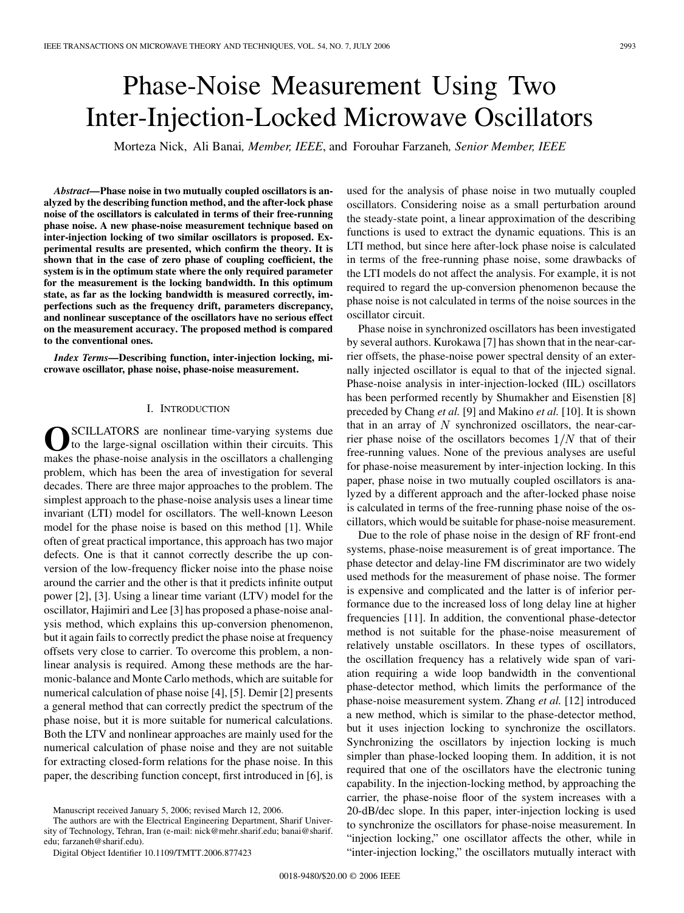# Phase-Noise Measurement Using Two Inter-Injection-Locked Microwave Oscillators

Morteza Nick, Ali Banai, *Member, IEEE*, and Forouhar Farzaneh, *Senior Member, IEEE*

***Abstract*—Phase noise in two mutually coupled oscillators is analyzed by the describing function method, and the after-lock phase noise of the oscillators is calculated in terms of their free-running phase noise. A new phase-noise measurement technique based on inter-injection locking of two similar oscillators is proposed. Experimental results are presented, which confirm the theory. It is shown that in the case of zero phase of coupling coefficient, the system is in the optimum state where the only required parameter for the measurement is the locking bandwidth. In this optimum state, as far as the locking bandwidth is measured correctly, imperfections such as the frequency drift, parameters discrepancy, and nonlinear susceptance of the oscillators have no serious effect on the measurement accuracy. The proposed method is compared to the conventional ones.**

***Index Terms*—Describing function, inter-injection locking, microwave oscillator, phase noise, phase-noise measurement.**

## I. Introduction

OSCILLATORS are nonlinear time-varying systems due to the large-signal oscillation within their circuits. This makes the phase-noise analysis in the oscillators a challenging problem, which has been the area of investigation for several decades. There are three major approaches to the problem. The simplest approach to the phase-noise analysis uses a linear time invariant (LTI) model for oscillators. The well-known Leeson model for the phase noise is based on this method [1]. While often of great practical importance, this approach has two major defects. One is that it cannot correctly describe the up conversion of the low-frequency flicker noise into the phase noise around the carrier and the other is that it predicts infinite output power [2], [3]. Using a linear time variant (LTV) model for the oscillator, Hajimiri and Lee [3] has proposed a phase-noise analysis method, which explains this up-conversion phenomenon, but it again fails to correctly predict the phase noise at frequency offsets very close to carrier. To overcome this problem, a nonlinear analysis is required. Among these methods are the harmonic-balance and Monte Carlo methods, which are suitable for numerical calculation of phase noise [4], [5]. Demir [2] presents a general method that can correctly predict the spectrum of the phase noise, but it is more suitable for numerical calculations. Both the LTV and nonlinear approaches are mainly used for the numerical calculation of phase noise and they are not suitable for extracting closed-form relations for the phase noise. In this paper, the describing function concept, first introduced in [6], is used for the analysis of phase noise in two mutually coupled oscillators. Considering noise as a small perturbation around the steady-state point, a linear approximation of the describing functions is used to extract the dynamic equations. This is an LTI method, but since here after-lock phase noise is calculated in terms of the free-running phase noise, some drawbacks of the LTI models do not affect the analysis. For example, it is not required to regard the up-conversion phenomenon because the phase noise is not calculated in terms of the noise sources in the oscillator circuit.

Phase noise in synchronized oscillators has been investigated by several authors. Kurokawa [7] has shown that in the near-carrier offsets, the phase-noise power spectral density of an externally injected oscillator is equal to that of the injected signal. Phase-noise analysis in inter-injection-locked (IIL) oscillators has been performed recently by Shumakher and Eisenstien [8] preceded by Chang *et al.* [9] and Makino *et al.* [10]. It is shown that in an array of $N$ synchronized oscillators, the near-carrier phase noise of the oscillators becomes $1/N$ that of their free-running values. None of the previous analyses are useful for phase-noise measurement by inter-injection locking. In this paper, phase noise in two mutually coupled oscillators is analyzed by a different approach and the after-locked phase noise is calculated in terms of the free-running phase noise of the oscillators, which would be suitable for phase-noise measurement.

Due to the role of phase noise in the design of RF front-end systems, phase-noise measurement is of great importance. The phase detector and delay-line FM discriminator are two widely used methods for the measurement of phase noise. The former is expensive and complicated and the latter is of inferior performance due to the increased loss of long delay line at higher frequencies [11]. In addition, the conventional phase-detector method is not suitable for the phase-noise measurement of relatively unstable oscillators. In these types of oscillators, the oscillation frequency has a relatively wide span of variation requiring a wide loop bandwidth in the conventional phase-detector method, which limits the performance of the phase-noise measurement system. Zhang *et al.* [12] introduced a new method, which is similar to the phase-detector method, but it uses injection locking to synchronize the oscillators. Synchronizing the oscillators by injection locking is much simpler than phase-locked looping them. In addition, it is not required that one of the oscillators have the electronic tuning capability. In the injection-locking method, by approaching the carrier, the phase-noise floor of the system increases with a 20-dB/dec slope. In this paper, inter-injection locking is used to synchronize the oscillators for phase-noise measurement. In "injection locking," one oscillator affects the other, while in "inter-injection locking," the oscillators mutually interact with

Manuscript received January 5, 2006; revised March 12, 2006.

The authors are with the Electrical Engineering Department, Sharif University of Technology, Tehran, Iran (e-mail: nick@mehr.sharif.edu; banai@sharif.edu; farzaneh@sharif.edu).

Digital Object Identifier 10.1109/TMTT.2006.877423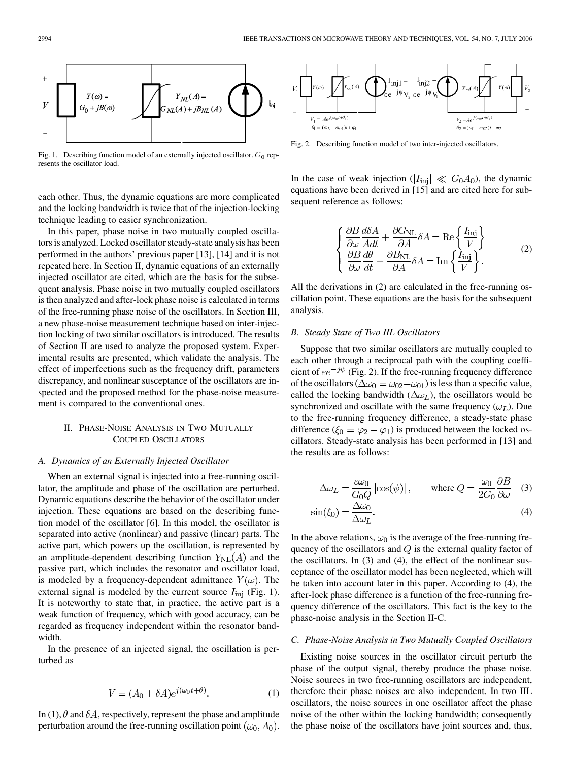Fig. 1. Describing function model of an externally injected oscillator. $G_0$ represents the oscillator load.

each other. Thus, the dynamic equations are more complicated and the locking bandwidth is twice that of the injection-locking technique leading to easier synchronization.

In this paper, phase noise in two mutually coupled oscillators is analyzed. Locked oscillator steady-state analysis has been performed in the authors' previous paper [13], [14] and it is not repeated here. In Section II, dynamic equations of an externally injected oscillator are cited, which are the basis for the subsequent analysis. Phase noise in two mutually coupled oscillators is then analyzed and after-lock phase noise is calculated in terms of the free-running phase noise of the oscillators. In Section III, a new phase-noise measurement technique based on inter-injection locking of two similar oscillators is introduced. The results of Section II are used to analyze the proposed system. Experimental results are presented, which validate the analysis. The effect of imperfections such as the frequency drift, parameters discrepancy, and nonlinear susceptance of the oscillators are inspected and the proposed method for the phase-noise measurement is compared to the conventional ones.

## II. Phase-Noise Analysis in Two Mutually Coupled Oscillators

### A. Dynamics of an Externally Injected Oscillator

When an external signal is injected into a free-running oscillator, the amplitude and phase of the oscillation are perturbed. Dynamic equations describe the behavior of the oscillator under injection. These equations are based on the describing function model of the oscillator [6]. In this model, the oscillator is separated into active (nonlinear) and passive (linear) parts. The active part, which powers up the oscillation, is represented by an amplitude-dependent describing function $Y_{\rm NL}(A)$ and the passive part, which includes the resonator and oscillator load, is modeled by a frequency-dependent admittance $Y(\omega)$. The external signal is modeled by the current source $I_{\rm inj}$ (Fig. 1). It is noteworthy to state that, in practice, the active part is a weak function of frequency, which with good accuracy, can be regarded as frequency independent within the resonator bandwidth.

In the presence of an injected signal, the oscillation is perturbed as

$$V = (A_0 + \delta A)e^{j(\omega_0 t + \theta)}. \tag{1}$$

In (1), $\theta$ and $\delta A$, respectively, represent the phase and amplitude perturbation around the free-running oscillation point $(\omega_0, A_0)$.

Fig. 2. Describing function model of two inter-injected oscillators.

In the case of weak injection ($|I_{\rm inj}| \ll G_0 A_0$), the dynamic equations have been derived in [15] and are cited here for subsequent reference as follows:

$$\begin{cases} \dfrac{\partial B}{\partial \omega}\dfrac{d\delta A}{A dt} + \dfrac{\partial G_{\rm NL}}{\partial A}\delta A = {\rm Re}\left\{\dfrac{I_{\rm inj}}{V}\right\} \\ \dfrac{\partial B}{\partial \omega}\dfrac{d\theta}{dt} + \dfrac{\partial B_{\rm NL}}{\partial A}\delta A = {\rm Im}\left\{\dfrac{I_{\rm inj}}{V}\right\}. \end{cases} \tag{2}$$

All the derivations in (2) are calculated in the free-running oscillation point. These equations are the basis for the subsequent analysis.

### B. Steady State of Two IIL Oscillators

Suppose that two similar oscillators are mutually coupled to each other through a reciprocal path with the coupling coefficient of $\varepsilon e^{-j\psi}$ (Fig. 2). If the free-running frequency difference of the oscillators ($\Delta\omega_0 = \omega_{02} - \omega_{01}$) is less than a specific value, called the locking bandwidth ($\Delta\omega_L$), the oscillators would be synchronized and oscillate with the same frequency ($\omega_L$). Due to the free-running frequency difference, a steady-state phase difference ($\xi_0 = \varphi_2 - \varphi_1$) is produced between the locked oscillators. Steady-state analysis has been performed in [13] and the results are as follows:

$$\Delta\omega_L = \frac{\varepsilon\omega_0}{G_0 Q}|\cos(\psi)|, \qquad \text{where } Q = \frac{\omega_0}{2G_0}\frac{\partial B}{\partial \omega} \tag{3}$$

$$\sin(\xi_0) = \frac{\Delta\omega_0}{\Delta\omega_L}. \tag{4}$$

In the above relations, $\omega_0$ is the average of the free-running frequency of the oscillators and $Q$ is the external quality factor of the oscillators. In (3) and (4), the effect of the nonlinear susceptance of the oscillator model has been neglected, which will be taken into account later in this paper. According to (4), the after-lock phase difference is a function of the free-running frequency difference of the oscillators. This fact is the key to the phase-noise analysis in the Section II-C.

### C. Phase-Noise Analysis in Two Mutually Coupled Oscillators

Existing noise sources in the oscillator circuit perturb the phase of the output signal, thereby produce the phase noise. Noise sources in two free-running oscillators are independent, therefore their phase noises are also independent. In two IIL oscillators, the noise sources in one oscillator affect the phase noise of the other within the locking bandwidth; consequently the phase noise of the oscillators have joint sources and, thus,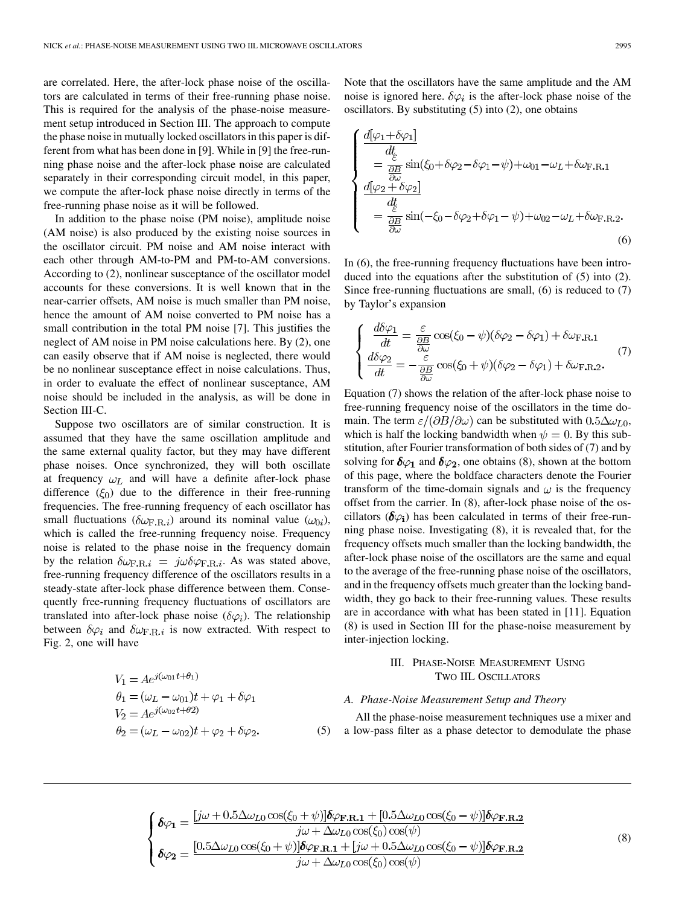are correlated. Here, the after-lock phase noise of the oscillators are calculated in terms of their free-running phase noise. This is required for the analysis of the phase-noise measurement setup introduced in Section III. The approach to compute the phase noise in mutually locked oscillators in this paper is different from what has been done in [9]. While in [9] the free-running phase noise and the after-lock phase noise are calculated separately in their corresponding circuit model, in this paper, we compute the after-lock phase noise directly in terms of the free-running phase noise as it will be followed.

In addition to the phase noise (PM noise), amplitude noise (AM noise) is also produced by the existing noise sources in the oscillator circuit. PM noise and AM noise interact with each other through AM-to-PM and PM-to-AM conversions. According to (2), nonlinear susceptance of the oscillator model accounts for these conversions. It is well known that in the near-carrier offsets, AM noise is much smaller than PM noise, hence the amount of AM noise converted to PM noise has a small contribution in the total PM noise [7]. This justifies the neglect of AM noise in PM noise calculations here. By (2), one can easily observe that if AM noise is neglected, there would be no nonlinear susceptance effect in noise calculations. Thus, in order to evaluate the effect of nonlinear susceptance, AM noise should be included in the analysis, as will be done in Section III-C.

Suppose two oscillators are of similar construction. It is assumed that they have the same oscillation amplitude and the same external quality factor, but they may have different phase noises. Once synchronized, they will both oscillate at frequency $\omega_L$ and will have a definite after-lock phase difference ($\xi_0$) due to the difference in their free-running frequencies. The free-running frequency of each oscillator has small fluctuations ($\delta\omega_{\mathrm{F.R.}i}$) around its nominal value ($\omega_{0i}$), which is called the free-running frequency noise. Frequency noise is related to the phase noise in the frequency domain by the relation $\delta\omega_{\mathrm{F.R.}i} = j\omega\delta\varphi_{\mathrm{F.R.}i}$. As was stated above, free-running frequency difference of the oscillators results in a steady-state after-lock phase difference between them. Consequently free-running frequency fluctuations of oscillators are translated into after-lock phase noise ($\delta\varphi_i$). The relationship between $\delta\varphi_i$ and $\delta\omega_{\mathrm{F.R.}i}$ is now extracted. With respect to Fig. 2, one will have

$$
\begin{aligned}
V_1 &= Ae^{j(\omega_{01}t+\theta_1)}\\
\theta_1 &= (\omega_L - \omega_{01})t + \varphi_1 + \delta\varphi_1\\
V_2 &= Ae^{j(\omega_{02}t+\theta 2)}\\
\theta_2 &= (\omega_L - \omega_{02})t + \varphi_2 + \delta\varphi_2.
\end{aligned}
\tag{5}
$$

Note that the oscillators have the same amplitude and the AM noise is ignored here. $\delta\varphi_i$ is the after-lock phase noise of the oscillators. By substituting (5) into (2), one obtains

$$
\begin{cases}
\dfrac{d[\varphi_1+\delta\varphi_1]}{dt} \\
\quad = \dfrac{\varepsilon}{\frac{\partial B}{\partial \omega}}\sin(\xi_0+\delta\varphi_2-\delta\varphi_1-\psi)+\omega_{01}-\omega_L+\delta\omega_{\mathrm{F.R.1}}\\
\dfrac{d[\varphi_2+\delta\varphi_2]}{dt} \\
\quad = \dfrac{\varepsilon}{\frac{\partial B}{\partial \omega}}\sin(-\xi_0-\delta\varphi_2+\delta\varphi_1-\psi)+\omega_{02}-\omega_L+\delta\omega_{\mathrm{F.R.2}}.
\end{cases}
\tag{6}
$$

In (6), the free-running frequency fluctuations have been introduced into the equations after the substitution of (5) into (2). Since free-running fluctuations are small, (6) is reduced to (7) by Taylor's expansion

$$
\begin{cases}
\dfrac{d\delta\varphi_1}{dt} = \dfrac{\varepsilon}{\frac{\partial B}{\partial \omega}}\cos(\xi_0-\psi)(\delta\varphi_2-\delta\varphi_1)+\delta\omega_{\mathrm{F.R.1}}\\
\dfrac{d\delta\varphi_2}{dt} = -\dfrac{\varepsilon}{\frac{\partial B}{\partial \omega}}\cos(\xi_0+\psi)(\delta\varphi_2-\delta\varphi_1)+\delta\omega_{\mathrm{F.R.2}}.
\end{cases}
\tag{7}
$$

Equation (7) shows the relation of the after-lock phase noise to free-running frequency noise of the oscillators in the time domain. The term $\varepsilon/(\partial B/\partial\omega)$ can be substituted with $0.5\Delta\omega_{L0}$, which is half the locking bandwidth when $\psi = 0$. By this substitution, after Fourier transformation of both sides of (7) and by solving for $\boldsymbol{\delta\varphi_1}$ and $\boldsymbol{\delta\varphi_2}$, one obtains (8), shown at the bottom of this page, where the boldface characters denote the Fourier transform of the time-domain signals and $\omega$ is the frequency offset from the carrier. In (8), after-lock phase noise of the oscillators ($\boldsymbol{\delta\varphi_i}$) has been calculated in terms of their free-running phase noise. Investigating (8), it is revealed that, for the frequency offsets much smaller than the locking bandwidth, the after-lock phase noise of the oscillators are the same and equal to the average of the free-running phase noise of the oscillators, and in the frequency offsets much greater than the locking bandwidth, they go back to their free-running values. These results are in accordance with what has been stated in [11]. Equation (8) is used in Section III for the phase-noise measurement by inter-injection locking.

## III. Phase-Noise Measurement Using Two IIL Oscillators

### A. Phase-Noise Measurement Setup and Theory

All the phase-noise measurement techniques use a mixer and a low-pass filter as a phase detector to demodulate the phase

$$
\begin{cases}
\boldsymbol{\delta\varphi_1} = \dfrac{[j\omega+0.5\Delta\omega_{L0}\cos(\xi_0+\psi)]\boldsymbol{\delta\varphi_{\mathrm{F.R.1}}}+[0.5\Delta\omega_{L0}\cos(\xi_0-\psi)]\boldsymbol{\delta\varphi_{\mathrm{F.R.2}}}}{j\omega+\Delta\omega_{L0}\cos(\xi_0)\cos(\psi)}\\
\boldsymbol{\delta\varphi_2} = \dfrac{[0.5\Delta\omega_{L0}\cos(\xi_0+\psi)]\boldsymbol{\delta\varphi_{\mathrm{F.R.1}}}+[j\omega+0.5\Delta\omega_{L0}\cos(\xi_0-\psi)]\boldsymbol{\delta\varphi_{\mathrm{F.R.2}}}}{j\omega+\Delta\omega_{L0}\cos(\xi_0)\cos(\psi)}
\end{cases}
\tag{8}
$$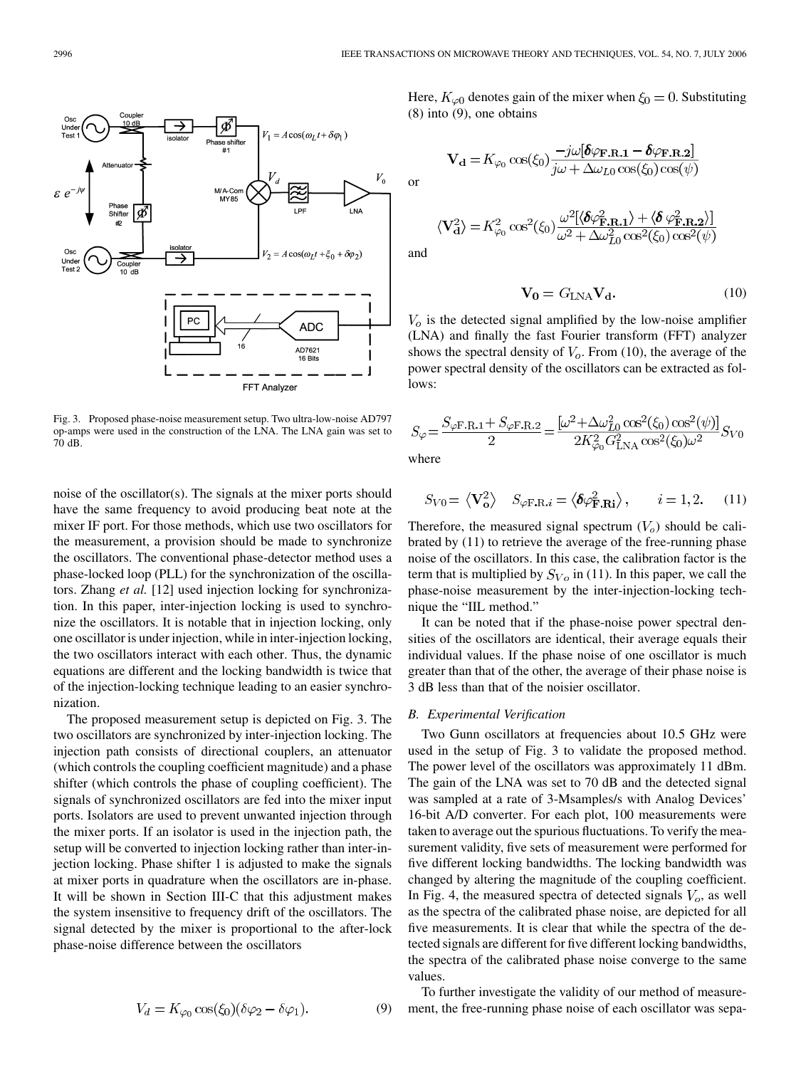Fig. 3. Proposed phase-noise measurement setup. Two ultra-low-noise AD797 op-amps were used in the construction of the LNA. The LNA gain was set to 70 dB.

noise of the oscillator(s). The signals at the mixer ports should have the same frequency to avoid producing beat note at the mixer IF port. For those methods, which use two oscillators for the measurement, a provision should be made to synchronize the oscillators. The conventional phase-detector method uses a phase-locked loop (PLL) for the synchronization of the oscillators. Zhang *et al.* [12] used injection locking for synchronization. In this paper, inter-injection locking is used to synchronize the oscillators. It is notable that in injection locking, only one oscillator is under injection, while in inter-injection locking, the two oscillators interact with each other. Thus, the dynamic equations are different and the locking bandwidth is twice that of the injection-locking technique leading to an easier synchronization.

The proposed measurement setup is depicted on Fig. 3. The two oscillators are synchronized by inter-injection locking. The injection path consists of directional couplers, an attenuator (which controls the coupling coefficient magnitude) and a phase shifter (which controls the phase of coupling coefficient). The signals of synchronized oscillators are fed into the mixer input ports. Isolators are used to prevent unwanted injection through the mixer ports. If an isolator is used in the injection path, the setup will be converted to injection locking rather than inter-injection locking. Phase shifter 1 is adjusted to make the signals at mixer ports in quadrature when the oscillators are in-phase. It will be shown in Section III-C that this adjustment makes the system insensitive to frequency drift of the oscillators. The signal detected by the mixer is proportional to the after-lock phase-noise difference between the oscillators

$$V_d = K_{\varphi_0}\cos(\xi_0)(\delta\varphi_2 - \delta\varphi_1). \tag{9}$$

Here, $K_{\varphi 0}$ denotes gain of the mixer when $\xi_0 = 0$. Substituting (8) into (9), one obtains

$$\mathbf{V_d} = K_{\varphi_0}\cos(\xi_0)\frac{-j\omega[\boldsymbol{\delta\varphi_{\mathrm{F.R.1}}} - \boldsymbol{\delta\varphi_{\mathrm{F.R.2}}}]}{j\omega + \Delta\omega_{L0}\cos(\xi_0)\cos(\psi)}$$

or

$$\langle \mathbf{V_d^2}\rangle = K_{\varphi_0}^2\cos^2(\xi_0)\frac{\omega^2[\langle\boldsymbol{\delta\varphi_{\mathrm{F.R.1}}^2}\rangle + \langle\boldsymbol{\delta\varphi_{\mathrm{F.R.2}}^2}\rangle]}{\omega^2 + \Delta\omega_{L0}^2\cos^2(\xi_0)\cos^2(\psi)}$$

and

$$\mathbf{V_0} = G_{\mathrm{LNA}}\mathbf{V_d}. \tag{10}$$

$V_o$ is the detected signal amplified by the low-noise amplifier (LNA) and finally the fast Fourier transform (FFT) analyzer shows the spectral density of $V_o$. From (10), the average of the power spectral density of the oscillators can be extracted as follows:

$$S_\varphi = \frac{S_{\varphi\mathrm{F.R.1}} + S_{\varphi\mathrm{F.R.2}}}{2} = \frac{[\omega^2 + \Delta\omega_{L0}^2\cos^2(\xi_0)\cos^2(\psi)]}{2K_{\varphi_0}^2 G_{\mathrm{LNA}}^2\cos^2(\xi_0)\omega^2}S_{V0}$$

where

$$S_{V0} = \langle\mathbf{V_o^2}\rangle \quad S_{\varphi\mathrm{F.R.}i} = \langle\boldsymbol{\delta\varphi_{\mathrm{F.R}i}^2}\rangle, \qquad i = 1, 2. \tag{11}$$

Therefore, the measured signal spectrum ($V_o$) should be calibrated by (11) to retrieve the average of the free-running phase noise of the oscillators. In this case, the calibration factor is the term that is multiplied by $S_{V_o}$ in (11). In this paper, we call the phase-noise measurement by the inter-injection-locking technique the "IIL method."

It can be noted that if the phase-noise power spectral densities of the oscillators are identical, their average equals their individual values. If the phase noise of one oscillator is much greater than that of the other, the average of their phase noise is 3 dB less than that of the noisier oscillator.

### B. Experimental Verification

Two Gunn oscillators at frequencies about 10.5 GHz were used in the setup of Fig. 3 to validate the proposed method. The power level of the oscillators was approximately 11 dBm. The gain of the LNA was set to 70 dB and the detected signal was sampled at a rate of 3-Msamples/s with Analog Devices' 16-bit A/D converter. For each plot, 100 measurements were taken to average out the spurious fluctuations. To verify the measurement validity, five sets of measurement were performed for five different locking bandwidths. The locking bandwidth was changed by altering the magnitude of the coupling coefficient. In Fig. 4, the measured spectra of detected signals $V_o$, as well as the spectra of the calibrated phase noise, are depicted for all five measurements. It is clear that while the spectra of the detected signals are different for five different locking bandwidths, the spectra of the calibrated phase noise converge to the same values.

To further investigate the validity of our method of measurement, the free-running phase noise of each oscillator was sepa-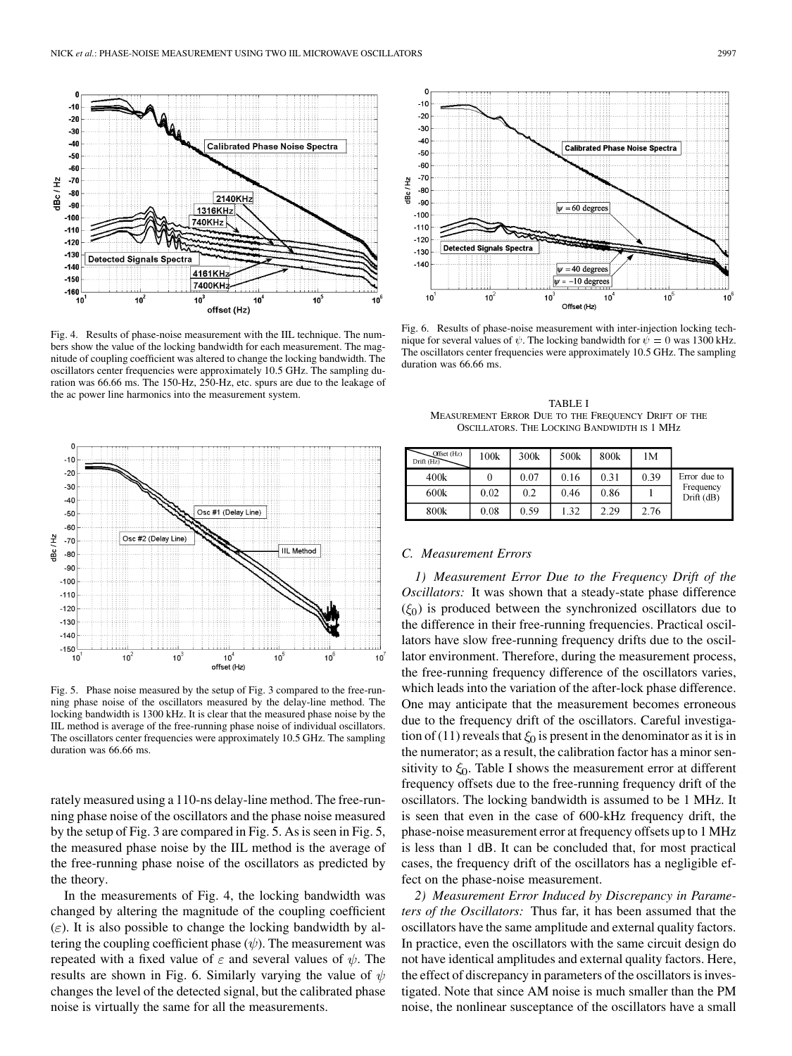Fig. 4. Results of phase-noise measurement with the IIL technique. The numbers show the value of the locking bandwidth for each measurement. The magnitude of coupling coefficient was altered to change the locking bandwidth. The oscillators center frequencies were approximately 10.5 GHz. The sampling duration was 66.66 ms. The 150-Hz, 250-Hz, etc. spurs are due to the leakage of the ac power line harmonics into the measurement system.

Fig. 5. Phase noise measured by the setup of Fig. 3 compared to the free-running phase noise of the oscillators measured by the delay-line method. The locking bandwidth is 1300 kHz. It is clear that the measured phase noise by the IIL method is average of the free-running phase noise of individual oscillators. The oscillators center frequencies were approximately 10.5 GHz. The sampling duration was 66.66 ms.

rately measured using a 110-ns delay-line method. The free-running phase noise of the oscillators and the phase noise measured by the setup of Fig. 3 are compared in Fig. 5. As is seen in Fig. 5, the measured phase noise by the IIL method is the average of the free-running phase noise of the oscillators as predicted by the theory.

In the measurements of Fig. 4, the locking bandwidth was changed by altering the magnitude of the coupling coefficient ($\varepsilon$). It is also possible to change the locking bandwidth by altering the coupling coefficient phase ($\psi$). The measurement was repeated with a fixed value of $\varepsilon$ and several values of $\psi$. The results are shown in Fig. 6. Similarly varying the value of $\psi$ changes the level of the detected signal, but the calibrated phase noise is virtually the same for all the measurements.

Fig. 6. Results of phase-noise measurement with inter-injection locking technique for several values of $\psi$. The locking bandwidth for $\psi = 0$ was 1300 kHz. The oscillators center frequencies were approximately 10.5 GHz. The sampling duration was 66.66 ms.

TABLE I
MEASUREMENT ERROR DUE TO THE FREQUENCY DRIFT OF THE OSCILLATORS. THE LOCKING BANDWIDTH IS 1 MHz

| Drift (Hz) \ Offset (Hz) | 100k | 300k | 500k | 800k | 1M | |
|---|---|---|---|---|---|---|
| 400k | 0 | 0.07 | 0.16 | 0.31 | 0.39 | Error due to Frequency Drift (dB) |
| 600k | 0.02 | 0.2 | 0.46 | 0.86 | 1 | |
| 800k | 0.08 | 0.59 | 1.32 | 2.29 | 2.76 | |

### C. Measurement Errors

*1) Measurement Error Due to the Frequency Drift of the Oscillators:* It was shown that a steady-state phase difference ($\xi_0$) is produced between the synchronized oscillators due to the difference in their free-running frequencies. Practical oscillators have slow free-running frequency drifts due to the oscillator environment. Therefore, during the measurement process, the free-running frequency difference of the oscillators varies, which leads into the variation of the after-lock phase difference. One may anticipate that the measurement becomes erroneous due to the frequency drift of the oscillators. Careful investigation of (11) reveals that $\xi_0$ is present in the denominator as it is in the numerator; as a result, the calibration factor has a minor sensitivity to $\xi_0$. Table I shows the measurement error at different frequency offsets due to the free-running frequency drift of the oscillators. The locking bandwidth is assumed to be 1 MHz. It is seen that even in the case of 600-kHz frequency drift, the phase-noise measurement error at frequency offsets up to 1 MHz is less than 1 dB. It can be concluded that, for most practical cases, the frequency drift of the oscillators has a negligible effect on the phase-noise measurement.

*2) Measurement Error Induced by Discrepancy in Parameters of the Oscillators:* Thus far, it has been assumed that the oscillators have the same amplitude and external quality factors. In practice, even the oscillators with the same circuit design do not have identical amplitudes and external quality factors. Here, the effect of discrepancy in parameters of the oscillators is investigated. Note that since AM noise is much smaller than the PM noise, the nonlinear susceptance of the oscillators have a small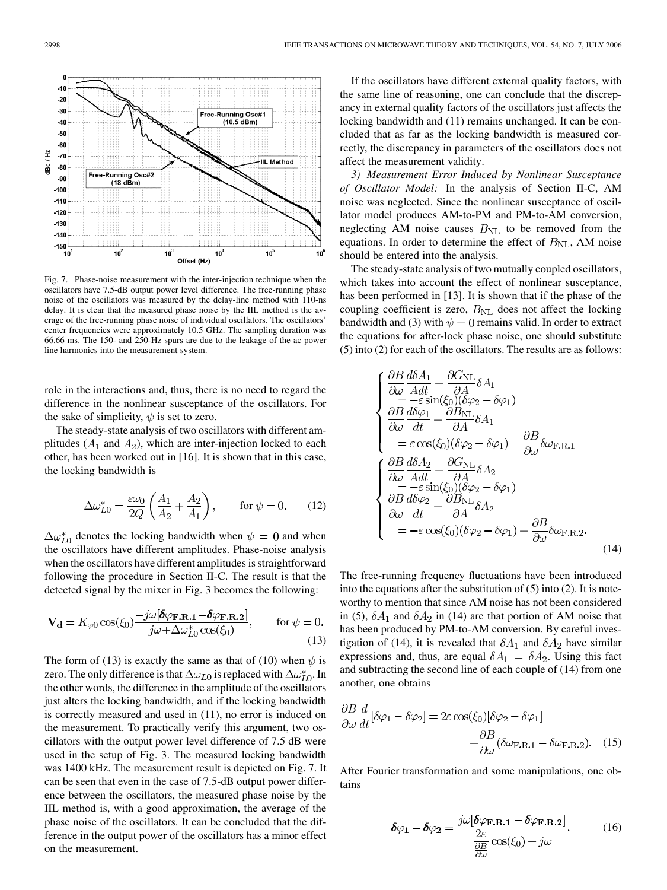Fig. 7. Phase-noise measurement with the inter-injection technique when the oscillators have 7.5-dB output power level difference. The free-running phase noise of the oscillators was measured by the delay-line method with 110-ns delay. It is clear that the measured phase noise by the IIL method is the average of the free-running phase noise of individual oscillators. The oscillators' center frequencies were approximately 10.5 GHz. The sampling duration was 66.66 ms. The 150- and 250-Hz spurs are due to the leakage of the ac power line harmonics into the measurement system.

role in the interactions and, thus, there is no need to regard the difference in the nonlinear susceptance of the oscillators. For the sake of simplicity, $\psi$ is set to zero.

The steady-state analysis of two oscillators with different amplitudes ($A_1$ and $A_2$), which are inter-injection locked to each other, has been worked out in [16]. It is shown that in this case, the locking bandwidth is

$$\Delta\omega_{L0}^{*} = \frac{\varepsilon\omega_0}{2Q}\left(\frac{A_1}{A_2}+\frac{A_2}{A_1}\right), \qquad \text{for } \psi = 0. \tag{12}$$

$\Delta\omega_{L0}^{*}$ denotes the locking bandwidth when $\psi = 0$ and when the oscillators have different amplitudes. Phase-noise analysis when the oscillators have different amplitudes is straightforward following the procedure in Section II-C. The result is that the detected signal by the mixer in Fig. 3 becomes the following:

$$\mathbf{V_d} = K_{\varphi 0}\cos(\xi_0)\frac{-j\omega[\boldsymbol{\delta\varphi_{\mathrm{F.R.1}}} - \boldsymbol{\delta\varphi_{\mathrm{F.R.2}}}]}{j\omega + \Delta\omega_{L0}^{*}\cos(\xi_0)}, \qquad \text{for } \psi = 0. \tag{13}$$

The form of (13) is exactly the same as that of (10) when $\psi$ is zero. The only difference is that $\Delta\omega_{L0}$ is replaced with $\Delta\omega_{L0}^{*}$. In the other words, the difference in the amplitude of the oscillators just alters the locking bandwidth, and if the locking bandwidth is correctly measured and used in (11), no error is induced on the measurement. To practically verify this argument, two oscillators with the output power level difference of 7.5 dB were used in the setup of Fig. 3. The measured locking bandwidth was 1400 kHz. The measurement result is depicted on Fig. 7. It can be seen that even in the case of 7.5-dB output power difference between the oscillators, the measured phase noise by the IIL method is, with a good approximation, the average of the phase noise of the oscillators. It can be concluded that the difference in the output power of the oscillators has a minor effect on the measurement.

If the oscillators have different external quality factors, with the same line of reasoning, one can conclude that the discrepancy in external quality factors of the oscillators just affects the locking bandwidth and (11) remains unchanged. It can be concluded that as far as the locking bandwidth is measured correctly, the discrepancy in parameters of the oscillators does not affect the measurement validity.

*3) Measurement Error Induced by Nonlinear Susceptance of Oscillator Model:* In the analysis of Section II-C, AM noise was neglected. Since the nonlinear susceptance of oscillator model produces AM-to-PM and PM-to-AM conversion, neglecting AM noise causes $B_{\mathrm{NL}}$ to be removed from the equations. In order to determine the effect of $B_{\mathrm{NL}}$, AM noise should be entered into the analysis.

The steady-state analysis of two mutually coupled oscillators, which takes into account the effect of nonlinear susceptance, has been performed in [13]. It is shown that if the phase of the coupling coefficient is zero, $B_{\mathrm{NL}}$ does not affect the locking bandwidth and (3) with $\psi = 0$ remains valid. In order to extract the equations for after-lock phase noise, one should substitute (5) into (2) for each of the oscillators. The results are as follows:

$$\begin{cases} \dfrac{\partial B}{\partial\omega}\dfrac{d\delta A_1}{Adt} + \dfrac{\partial G_{\mathrm{NL}}}{\partial A}\delta A_1 \\ \quad = -\varepsilon\sin(\xi_0)(\delta\varphi_2 - \delta\varphi_1) \\ \dfrac{\partial B}{\partial\omega}\dfrac{d\delta\varphi_1}{dt} + \dfrac{\partial B_{\mathrm{NL}}}{\partial A}\delta A_1 \\ \quad = \varepsilon\cos(\xi_0)(\delta\varphi_2 - \delta\varphi_1) + \dfrac{\partial B}{\partial\omega}\delta\omega_{\mathrm{F.R.1}} \end{cases}$$
$$\begin{cases} \dfrac{\partial B}{\partial\omega}\dfrac{d\delta A_2}{Adt} + \dfrac{\partial G_{\mathrm{NL}}}{\partial A}\delta A_2 \\ \quad = -\varepsilon\sin(\xi_0)(\delta\varphi_2 - \delta\varphi_1) \\ \dfrac{\partial B}{\partial\omega}\dfrac{d\delta\varphi_2}{dt} + \dfrac{\partial B_{\mathrm{NL}}}{\partial A}\delta A_2 \\ \quad = -\varepsilon\cos(\xi_0)(\delta\varphi_2 - \delta\varphi_1) + \dfrac{\partial B}{\partial\omega}\delta\omega_{\mathrm{F.R.2}}. \end{cases} \tag{14}$$

The free-running frequency fluctuations have been introduced into the equations after the substitution of (5) into (2). It is noteworthy to mention that since AM noise has not been considered in (5), $\delta A_1$ and $\delta A_2$ in (14) are that portion of AM noise that has been produced by PM-to-AM conversion. By careful investigation of (14), it is revealed that $\delta A_1$ and $\delta A_2$ have similar expressions and, thus, are equal $\delta A_1 = \delta A_2$. Using this fact and subtracting the second line of each couple of (14) from one another, one obtains

$$\frac{\partial B}{\partial\omega}\frac{d}{dt}[\delta\varphi_1 - \delta\varphi_2] = 2\varepsilon\cos(\xi_0)[\delta\varphi_2 - \delta\varphi_1] + \frac{\partial B}{\partial\omega}(\delta\omega_{\mathrm{F.R.1}} - \delta\omega_{\mathrm{F.R.2}}). \tag{15}$$

After Fourier transformation and some manipulations, one obtains

$$\boldsymbol{\delta\varphi_1} - \boldsymbol{\delta\varphi_2} = \frac{j\omega[\boldsymbol{\delta\varphi_{\mathrm{F.R.1}}} - \boldsymbol{\delta\varphi_{\mathrm{F.R.2}}}]}{\frac{2\varepsilon}{\frac{\partial B}{\partial\omega}}\cos(\xi_0) + j\omega}. \tag{16}$$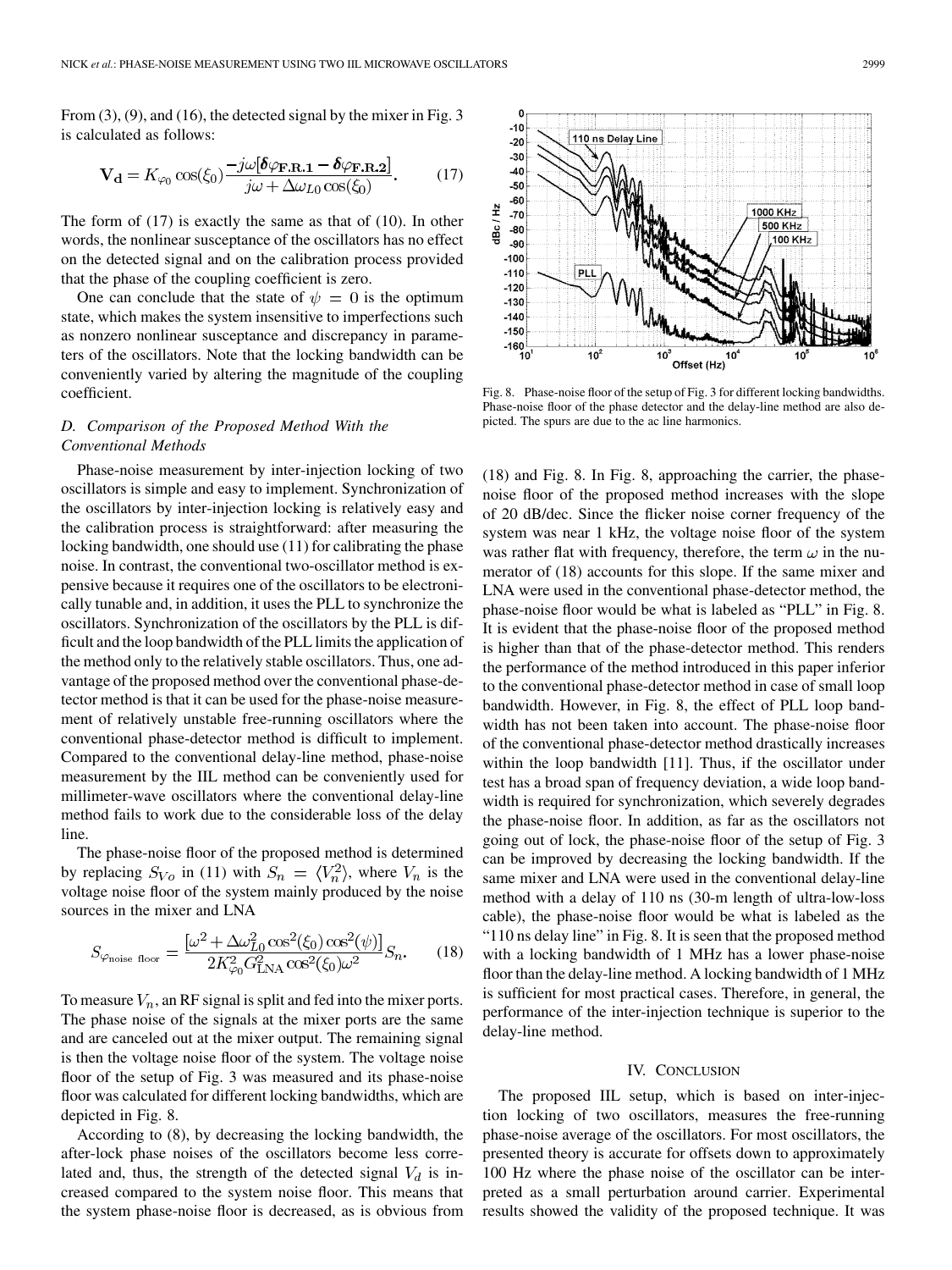From (3), (9), and (16), the detected signal by the mixer in Fig. 3 is calculated as follows:

$$\mathbf{V_d} = K_{\varphi_0}\cos(\xi_0)\frac{-j\omega[\boldsymbol{\delta\varphi_{F.R.1}} - \boldsymbol{\delta\varphi_{F.R.2}}]}{j\omega + \Delta\omega_{L0}\cos(\xi_0)}. \tag{17}$$

The form of (17) is exactly the same as that of (10). In other words, the nonlinear susceptance of the oscillators has no effect on the detected signal and on the calibration process provided that the phase of the coupling coefficient is zero.

One can conclude that the state of $\psi = 0$ is the optimum state, which makes the system insensitive to imperfections such as nonzero nonlinear susceptance and discrepancy in parameters of the oscillators. Note that the locking bandwidth can be conveniently varied by altering the magnitude of the coupling coefficient.

### *D. Comparison of the Proposed Method With the Conventional Methods*

Phase-noise measurement by inter-injection locking of two oscillators is simple and easy to implement. Synchronization of the oscillators by inter-injection locking is relatively easy and the calibration process is straightforward: after measuring the locking bandwidth, one should use (11) for calibrating the phase noise. In contrast, the conventional two-oscillator method is expensive because it requires one of the oscillators to be electronically tunable and, in addition, it uses the PLL to synchronize the oscillators. Synchronization of the oscillators by the PLL is difficult and the loop bandwidth of the PLL limits the application of the method only to the relatively stable oscillators. Thus, one advantage of the proposed method over the conventional phase-detector method is that it can be used for the phase-noise measurement of relatively unstable free-running oscillators where the conventional phase-detector method is difficult to implement. Compared to the conventional delay-line method, phase-noise measurement by the IIL method can be conveniently used for millimeter-wave oscillators where the conventional delay-line method fails to work due to the considerable loss of the delay line.

The phase-noise floor of the proposed method is determined by replacing $S_{Vo}$ in (11) with $S_n = \langle V_n^2 \rangle$, where $V_n$ is the voltage noise floor of the system mainly produced by the noise sources in the mixer and LNA

$$S_{\varphi_{\text{noise floor}}} = \frac{[\omega^2 + \Delta\omega_{L0}^2\cos^2(\xi_0)\cos^2(\psi)]}{2K_{\varphi_0}^2 G_{\text{LNA}}^2\cos^2(\xi_0)\omega^2} S_n. \tag{18}$$

To measure $V_n$, an RF signal is split and fed into the mixer ports. The phase noise of the signals at the mixer ports are the same and are canceled out at the mixer output. The remaining signal is then the voltage noise floor of the system. The voltage noise floor of the setup of Fig. 3 was measured and its phase-noise floor was calculated for different locking bandwidths, which are depicted in Fig. 8.

According to (8), by decreasing the locking bandwidth, the after-lock phase noises of the oscillators become less correlated and, thus, the strength of the detected signal $V_d$ is increased compared to the system noise floor. This means that the system phase-noise floor is decreased, as is obvious from (18) and Fig. 8. In Fig. 8, approaching the carrier, the phase-noise floor of the proposed method increases with the slope of 20 dB/dec. Since the flicker noise corner frequency of the system was near 1 kHz, the voltage noise floor of the system was rather flat with frequency, therefore, the term $\omega$ in the numerator of (18) accounts for this slope. If the same mixer and LNA were used in the conventional phase-detector method, the phase-noise floor would be what is labeled as "PLL" in Fig. 8. It is evident that the phase-noise floor of the proposed method is higher than that of the phase-detector method. This renders the performance of the method introduced in this paper inferior to the conventional phase-detector method in case of small loop bandwidth. However, in Fig. 8, the effect of PLL loop bandwidth has not been taken into account. The phase-noise floor of the conventional phase-detector method drastically increases within the loop bandwidth [11]. Thus, if the oscillator under test has a broad span of frequency deviation, a wide loop bandwidth is required for synchronization, which severely degrades the phase-noise floor. In addition, as far as the oscillators not going out of lock, the phase-noise floor of the setup of Fig. 3 can be improved by decreasing the locking bandwidth. If the same mixer and LNA were used in the conventional delay-line method with a delay of 110 ns (30-m length of ultra-low-loss cable), the phase-noise floor would be what is labeled as the "110 ns delay line" in Fig. 8. It is seen that the proposed method with a locking bandwidth of 1 MHz has a lower phase-noise floor than the delay-line method. A locking bandwidth of 1 MHz is sufficient for most practical cases. Therefore, in general, the performance of the inter-injection technique is superior to the delay-line method.

110 ns Delay Line
1000 KHz
500 KHz
100 KHz
PLL
dBc / Hz
Offset (Hz)
0, -10, -20, -30, -40, -50, -60, -70, -80, -90, -100, -110, -120, -130, -140, -150, -160
$10^1$, $10^2$, $10^3$, $10^4$, $10^5$, $10^6$

Fig. 8. Phase-noise floor of the setup of Fig. 3 for different locking bandwidths. Phase-noise floor of the phase detector and the delay-line method are also depicted. The spurs are due to the ac line harmonics.

## IV. Conclusion

The proposed IIL setup, which is based on inter-injection locking of two oscillators, measures the free-running phase-noise average of the oscillators. For most oscillators, the presented theory is accurate for offsets down to approximately 100 Hz where the phase noise of the oscillator can be interpreted as a small perturbation around carrier. Experimental results showed the validity of the proposed technique. It was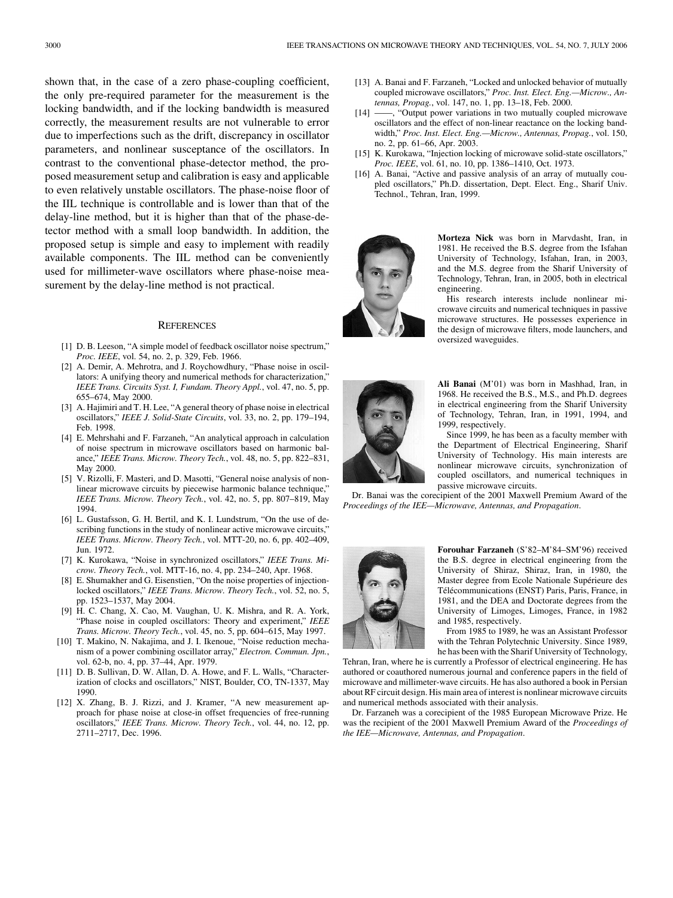shown that, in the case of a zero phase-coupling coefficient, the only pre-required parameter for the measurement is the locking bandwidth, and if the locking bandwidth is measured correctly, the measurement results are not vulnerable to error due to imperfections such as the drift, discrepancy in oscillator parameters, and nonlinear susceptance of the oscillators. In contrast to the conventional phase-detector method, the proposed measurement setup and calibration is easy and applicable to even relatively unstable oscillators. The phase-noise floor of the IIL technique is controllable and is lower than that of the delay-line method, but it is higher than that of the phase-detector method with a small loop bandwidth. In addition, the proposed setup is simple and easy to implement with readily available components. The IIL method can be conveniently used for millimeter-wave oscillators where phase-noise measurement by the delay-line method is not practical.

## References

[1] D. B. Leeson, "A simple model of feedback oscillator noise spectrum," *Proc. IEEE*, vol. 54, no. 2, p. 329, Feb. 1966.

[2] A. Demir, A. Mehrotra, and J. Roychowdhury, "Phase noise in oscillators: A unifying theory and numerical methods for characterization," *IEEE Trans. Circuits Syst. I, Fundam. Theory Appl.*, vol. 47, no. 5, pp. 655–674, May 2000.

[3] A. Hajimiri and T. H. Lee, "A general theory of phase noise in electrical oscillators," *IEEE J. Solid-State Circuits*, vol. 33, no. 2, pp. 179–194, Feb. 1998.

[4] E. Mehrshahi and F. Farzaneh, "An analytical approach in calculation of noise spectrum in microwave oscillators based on harmonic balance," *IEEE Trans. Microw. Theory Tech.*, vol. 48, no. 5, pp. 822–831, May 2000.

[5] V. Rizolli, F. Masteri, and D. Masotti, "General noise analysis of nonlinear microwave circuits by piecewise harmonic balance technique," *IEEE Trans. Microw. Theory Tech.*, vol. 42, no. 5, pp. 807–819, May 1994.

[6] L. Gustafsson, G. H. Bertil, and K. I. Lundstrum, "On the use of describing functions in the study of nonlinear active microwave circuits," *IEEE Trans. Microw. Theory Tech.*, vol. MTT-20, no. 6, pp. 402–409, Jun. 1972.

[7] K. Kurokawa, "Noise in synchronized oscillators," *IEEE Trans. Microw. Theory Tech.*, vol. MTT-16, no. 4, pp. 234–240, Apr. 1968.

[8] E. Shumakher and G. Eisenstien, "On the noise properties of injection-locked oscillators," *IEEE Trans. Microw. Theory Tech.*, vol. 52, no. 5, pp. 1523–1537, May 2004.

[9] H. C. Chang, X. Cao, M. Vaughan, U. K. Mishra, and R. A. York, "Phase noise in coupled oscillators: Theory and experiment," *IEEE Trans. Microw. Theory Tech.*, vol. 45, no. 5, pp. 604–615, May 1997.

[10] T. Makino, N. Nakajima, and J. I. Ikenoue, "Noise reduction mechanism of a power combining oscillator array," *Electron. Commun. Jpn.*, vol. 62-b, no. 4, pp. 37–44, Apr. 1979.

[11] D. B. Sullivan, D. W. Allan, D. A. Howe, and F. L. Walls, "Characterization of clocks and oscillators," NIST, Boulder, CO, TN-1337, May 1990.

[12] X. Zhang, B. J. Rizzi, and J. Kramer, "A new measurement approach for phase noise at close-in offset frequencies of free-running oscillators," *IEEE Trans. Microw. Theory Tech.*, vol. 44, no. 12, pp. 2711–2717, Dec. 1996.

[13] A. Banai and F. Farzaneh, "Locked and unlocked behavior of mutually coupled microwave oscillators," *Proc. Inst. Elect. Eng.—Microw., Antennas, Propag.*, vol. 147, no. 1, pp. 13–18, Feb. 2000.

[14] ——, "Output power variations in two mutually coupled microwave oscillators and the effect of non-linear reactance on the locking bandwidth," *Proc. Inst. Elect. Eng.—Microw., Antennas, Propag.*, vol. 150, no. 2, pp. 61–66, Apr. 2003.

[15] K. Kurokawa, "Injection locking of microwave solid-state oscillators," *Proc. IEEE*, vol. 61, no. 10, pp. 1386–1410, Oct. 1973.

[16] A. Banai, "Active and passive analysis of an array of mutually coupled oscillators," Ph.D. dissertation, Dept. Elect. Eng., Sharif Univ. Technol., Tehran, Iran, 1999.

**Morteza Nick** was born in Marvdasht, Iran, in 1981. He received the B.S. degree from the Isfahan University of Technology, Isfahan, Iran, in 2003, and the M.S. degree from the Sharif University of Technology, Tehran, Iran, in 2005, both in electrical engineering.

His research interests include nonlinear microwave circuits and numerical techniques in passive microwave structures. He possesses experience in the design of microwave filters, mode launchers, and oversized waveguides.

**Ali Banai** (M'01) was born in Mashhad, Iran, in 1968. He received the B.S., M.S., and Ph.D. degrees in electrical engineering from the Sharif University of Technology, Tehran, Iran, in 1991, 1994, and 1999, respectively.

Since 1999, he has been as a faculty member with the Department of Electrical Engineering, Sharif University of Technology. His main interests are nonlinear microwave circuits, synchronization of coupled oscillators, and numerical techniques in passive microwave circuits.

Dr. Banai was the corecipient of the 2001 Maxwell Premium Award of the *Proceedings of the IEE—Microwave, Antennas, and Propagation*.

**Forouhar Farzaneh** (S'82–M'84–SM'96) received the B.S. degree in electrical engineering from the University of Shiraz, Shiraz, Iran, in 1980, the Master degree from Ecole Nationale Supérieure des Télécommunications (ENST) Paris, Paris, France, in 1981, and the DEA and Doctorate degrees from the University of Limoges, Limoges, France, in 1982 and 1985, respectively.

From 1985 to 1989, he was an Assistant Professor with the Tehran Polytechnic University. Since 1989, he has been with the Sharif University of Technology, Tehran, Iran, where he is currently a Professor of electrical engineering. He has authored or coauthored numerous journal and conference papers in the field of microwave and millimeter-wave circuits. He has also authored a book in Persian about RF circuit design. His main area of interest is nonlinear microwave circuits and numerical methods associated with their analysis.

Dr. Farzaneh was a corecipient of the 1985 European Microwave Prize. He was the recipient of the 2001 Maxwell Premium Award of the *Proceedings of the IEE—Microwave, Antennas, and Propagation*.